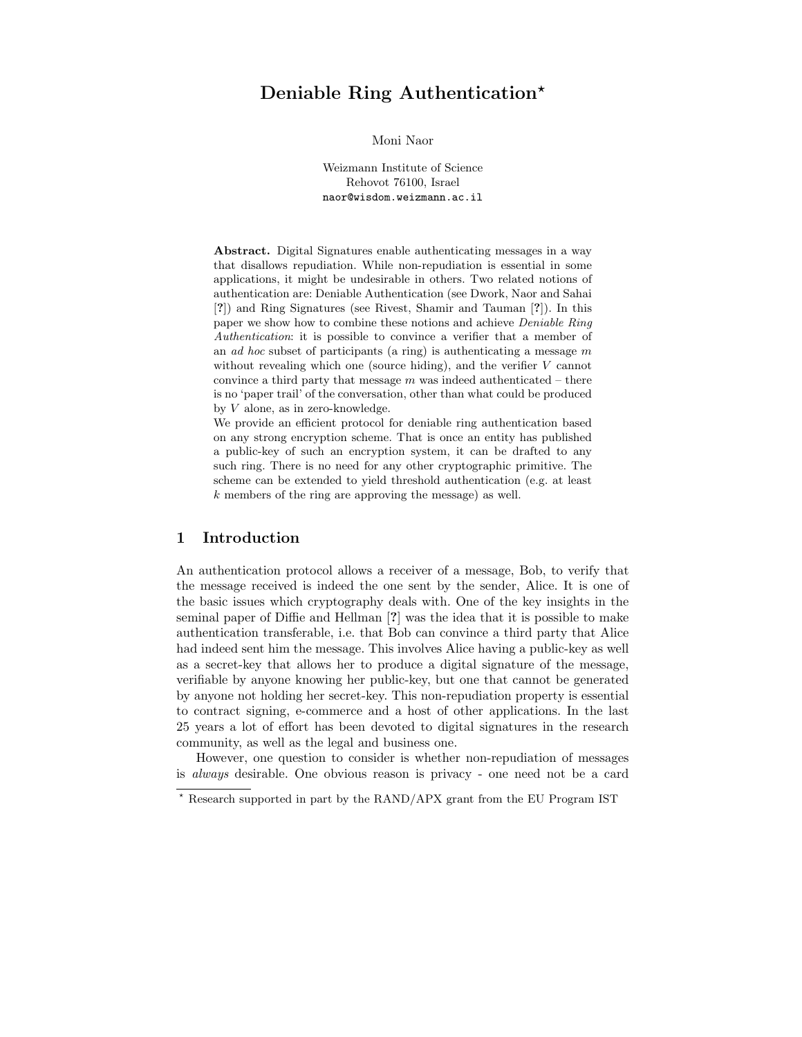# Deniable Ring Authentication*

Moni Naor

Weizmann Institute of Science
Rehovot 76100, Israel
naor@wisdom.weizmann.ac.il

**Abstract.** Digital Signatures enable authenticating messages in a way that disallows repudiation. While non-repudiation is essential in some applications, it might be undesirable in others. Two related notions of authentication are: Deniable Authentication (see Dwork, Naor and Sahai [?]) and Ring Signatures (see Rivest, Shamir and Tauman [?]). In this paper we show how to combine these notions and achieve *Deniable Ring Authentication*: it is possible to convince a verifier that a member of an *ad hoc* subset of participants (a ring) is authenticating a message $m$ without revealing which one (source hiding), and the verifier $V$ cannot convince a third party that message $m$ was indeed authenticated – there is no 'paper trail' of the conversation, other than what could be produced by $V$ alone, as in zero-knowledge.
We provide an efficient protocol for deniable ring authentication based on any strong encryption scheme. That is once an entity has published a public-key of such an encryption system, it can be drafted to any such ring. There is no need for any other cryptographic primitive. The scheme can be extended to yield threshold authentication (e.g. at least $k$ members of the ring are approving the message) as well.

## 1 Introduction

An authentication protocol allows a receiver of a message, Bob, to verify that the message received is indeed the one sent by the sender, Alice. It is one of the basic issues which cryptography deals with. One of the key insights in the seminal paper of Diffie and Hellman [?] was the idea that it is possible to make authentication transferable, i.e. that Bob can convince a third party that Alice had indeed sent him the message. This involves Alice having a public-key as well as a secret-key that allows her to produce a digital signature of the message, verifiable by anyone knowing her public-key, but one that cannot be generated by anyone not holding her secret-key. This non-repudiation property is essential to contract signing, e-commerce and a host of other applications. In the last 25 years a lot of effort has been devoted to digital signatures in the research community, as well as the legal and business one.

However, one question to consider is whether non-repudiation of messages is *always* desirable. One obvious reason is privacy - one need not be a card

* Research supported in part by the RAND/APX grant from the EU Program IST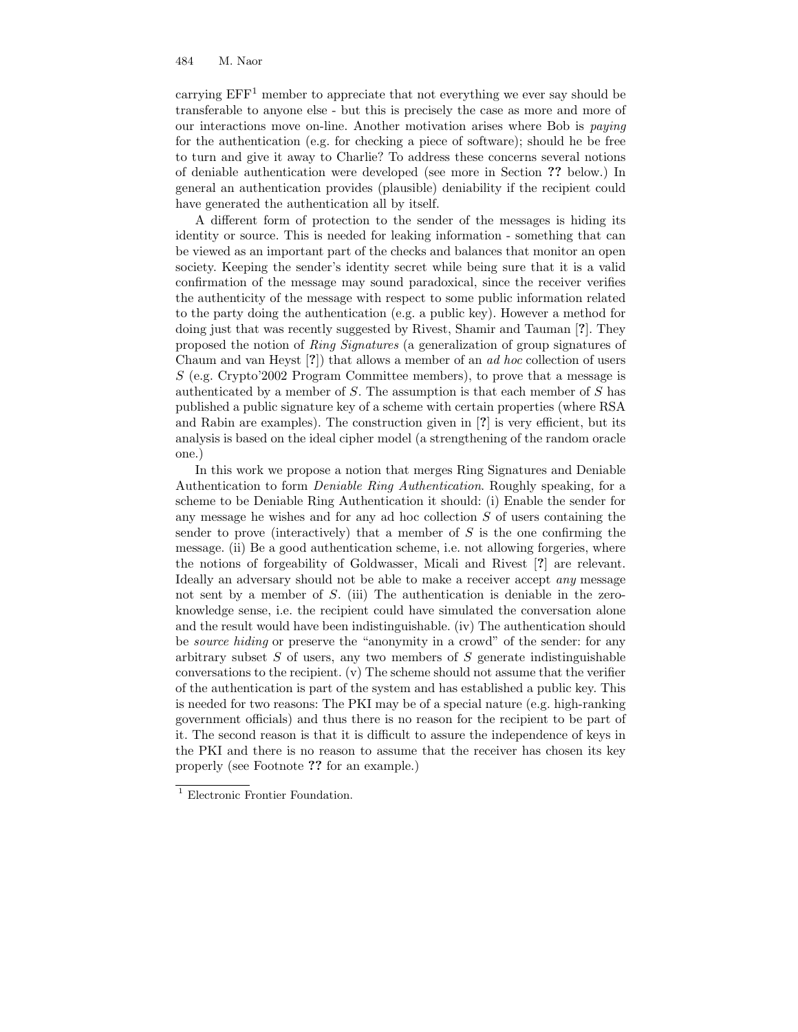carrying EFF[1] member to appreciate that not everything we ever say should be transferable to anyone else - but this is precisely the case as more and more of our interactions move on-line. Another motivation arises where Bob is *paying* for the authentication (e.g. for checking a piece of software); should he be free to turn and give it away to Charlie? To address these concerns several notions of deniable authentication were developed (see more in Section **??** below.) In general an authentication provides (plausible) deniability if the recipient could have generated the authentication all by itself.

A different form of protection to the sender of the messages is hiding its identity or source. This is needed for leaking information - something that can be viewed as an important part of the checks and balances that monitor an open society. Keeping the sender's identity secret while being sure that it is a valid confirmation of the message may sound paradoxical, since the receiver verifies the authenticity of the message with respect to some public information related to the party doing the authentication (e.g. a public key). However a method for doing just that was recently suggested by Rivest, Shamir and Tauman [**?**]. They proposed the notion of *Ring Signatures* (a generalization of group signatures of Chaum and van Heyst [**?**]) that allows a member of an *ad hoc* collection of users $S$ (e.g. Crypto'2002 Program Committee members), to prove that a message is authenticated by a member of $S$. The assumption is that each member of $S$ has published a public signature key of a scheme with certain properties (where RSA and Rabin are examples). The construction given in [**?**] is very efficient, but its analysis is based on the ideal cipher model (a strengthening of the random oracle one.)

In this work we propose a notion that merges Ring Signatures and Deniable Authentication to form *Deniable Ring Authentication*. Roughly speaking, for a scheme to be Deniable Ring Authentication it should: (i) Enable the sender for any message he wishes and for any ad hoc collection $S$ of users containing the sender to prove (interactively) that a member of $S$ is the one confirming the message. (ii) Be a good authentication scheme, i.e. not allowing forgeries, where the notions of forgeability of Goldwasser, Micali and Rivest [**?**] are relevant. Ideally an adversary should not be able to make a receiver accept *any* message not sent by a member of $S$. (iii) The authentication is deniable in the zero-knowledge sense, i.e. the recipient could have simulated the conversation alone and the result would have been indistinguishable. (iv) The authentication should be *source hiding* or preserve the "anonymity in a crowd" of the sender: for any arbitrary subset $S$ of users, any two members of $S$ generate indistinguishable conversations to the recipient. (v) The scheme should not assume that the verifier of the authentication is part of the system and has established a public key. This is needed for two reasons: The PKI may be of a special nature (e.g. high-ranking government officials) and thus there is no reason for the recipient to be part of it. The second reason is that it is difficult to assure the independence of keys in the PKI and there is no reason to assume that the receiver has chosen its key properly (see Footnote **??** for an example.)

[1] Electronic Frontier Foundation.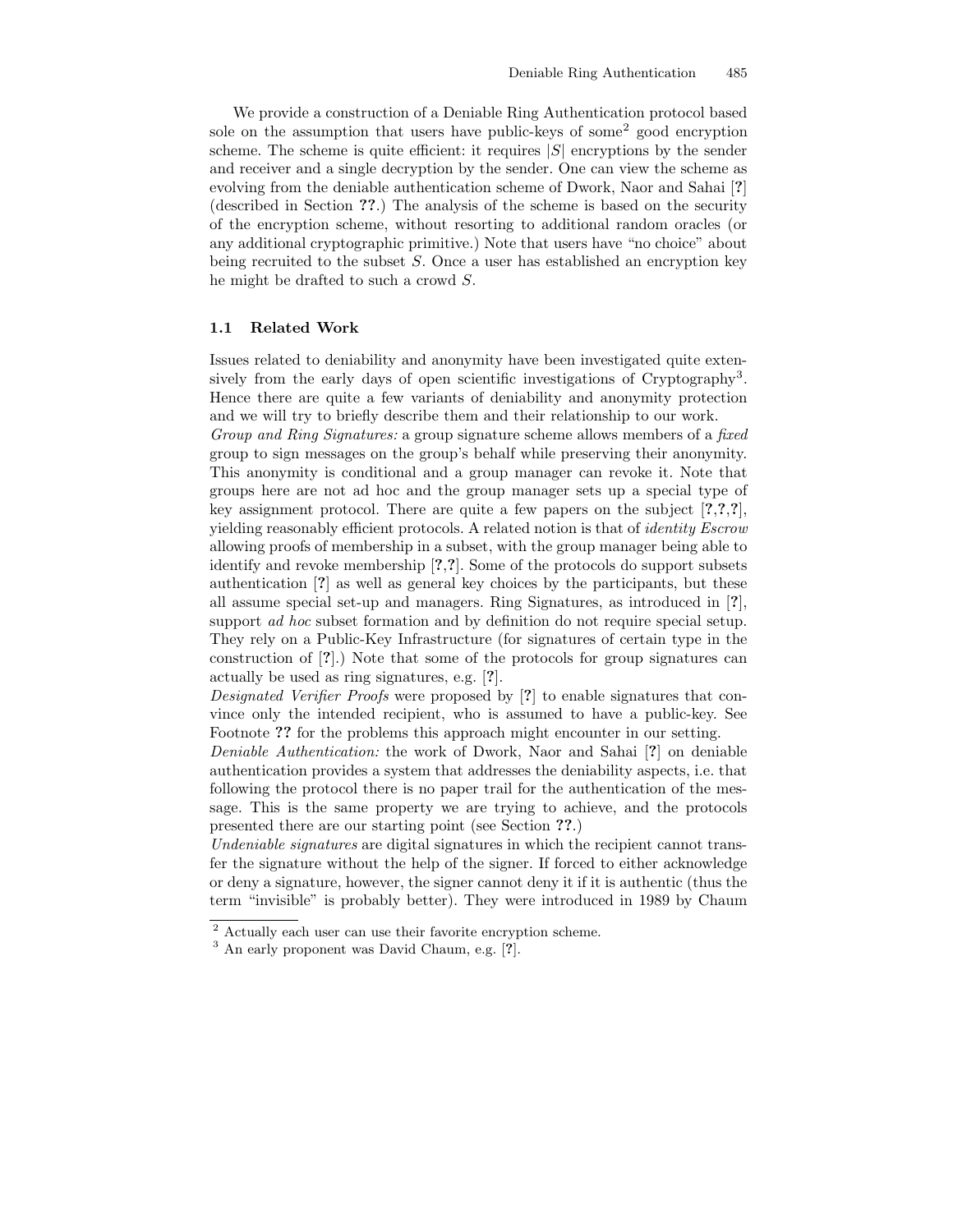We provide a construction of a Deniable Ring Authentication protocol based sole on the assumption that users have public-keys of some[2] good encryption scheme. The scheme is quite efficient: it requires $|S|$ encryptions by the sender and receiver and a single decryption by the sender. One can view the scheme as evolving from the deniable authentication scheme of Dwork, Naor and Sahai [?] (described in Section ??.) The analysis of the scheme is based on the security of the encryption scheme, without resorting to additional random oracles (or any additional cryptographic primitive.) Note that users have "no choice" about being recruited to the subset $S$. Once a user has established an encryption key he might be drafted to such a crowd $S$.

### 1.1 Related Work

Issues related to deniability and anonymity have been investigated quite extensively from the early days of open scientific investigations of Cryptography[3]. Hence there are quite a few variants of deniability and anonymity protection and we will try to briefly describe them and their relationship to our work.

*Group and Ring Signatures:* a group signature scheme allows members of a *fixed* group to sign messages on the group's behalf while preserving their anonymity. This anonymity is conditional and a group manager can revoke it. Note that groups here are not ad hoc and the group manager sets up a special type of key assignment protocol. There are quite a few papers on the subject [?,?,?], yielding reasonably efficient protocols. A related notion is that of *identity Escrow* allowing proofs of membership in a subset, with the group manager being able to identify and revoke membership [?,?]. Some of the protocols do support subsets authentication [?] as well as general key choices by the participants, but these all assume special set-up and managers. Ring Signatures, as introduced in [?], support *ad hoc* subset formation and by definition do not require special setup. They rely on a Public-Key Infrastructure (for signatures of certain type in the construction of [?].) Note that some of the protocols for group signatures can actually be used as ring signatures, e.g. [?].

*Designated Verifier Proofs* were proposed by [?] to enable signatures that convince only the intended recipient, who is assumed to have a public-key. See Footnote ?? for the problems this approach might encounter in our setting.

*Deniable Authentication:* the work of Dwork, Naor and Sahai [?] on deniable authentication provides a system that addresses the deniability aspects, i.e. that following the protocol there is no paper trail for the authentication of the message. This is the same property we are trying to achieve, and the protocols presented there are our starting point (see Section ??.)

*Undeniable signatures* are digital signatures in which the recipient cannot transfer the signature without the help of the signer. If forced to either acknowledge or deny a signature, however, the signer cannot deny it if it is authentic (thus the term "invisible" is probably better). They were introduced in 1989 by Chaum

[2] Actually each user can use their favorite encryption scheme.

[3] An early proponent was David Chaum, e.g. [?].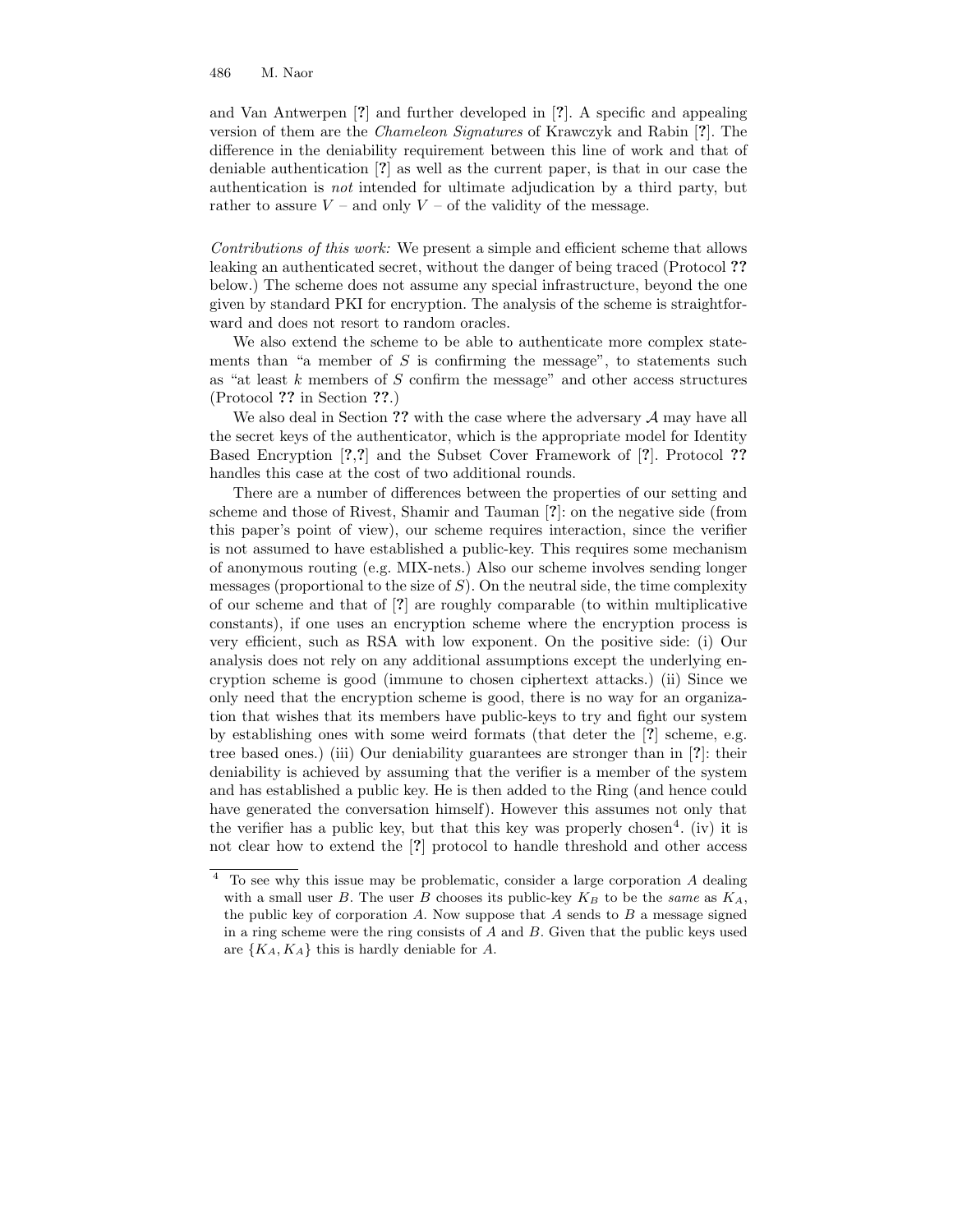and Van Antwerpen [?] and further developed in [?]. A specific and appealing version of them are the *Chameleon Signatures* of Krawczyk and Rabin [?]. The difference in the deniability requirement between this line of work and that of deniable authentication [?] as well as the current paper, is that in our case the authentication is *not* intended for ultimate adjudication by a third party, but rather to assure $V$ – and only $V$ – of the validity of the message.

*Contributions of this work:* We present a simple and efficient scheme that allows leaking an authenticated secret, without the danger of being traced (Protocol **??** below.) The scheme does not assume any special infrastructure, beyond the one given by standard PKI for encryption. The analysis of the scheme is straightforward and does not resort to random oracles.

We also extend the scheme to be able to authenticate more complex statements than "a member of $S$ is confirming the message", to statements such as "at least $k$ members of $S$ confirm the message" and other access structures (Protocol **??** in Section **??**.)

We also deal in Section **??** with the case where the adversary $\mathcal{A}$ may have all the secret keys of the authenticator, which is the appropriate model for Identity Based Encryption [?,?] and the Subset Cover Framework of [?]. Protocol **??** handles this case at the cost of two additional rounds.

There are a number of differences between the properties of our setting and scheme and those of Rivest, Shamir and Tauman [?]: on the negative side (from this paper's point of view), our scheme requires interaction, since the verifier is not assumed to have established a public-key. This requires some mechanism of anonymous routing (e.g. MIX-nets.) Also our scheme involves sending longer messages (proportional to the size of $S$). On the neutral side, the time complexity of our scheme and that of [?] are roughly comparable (to within multiplicative constants), if one uses an encryption scheme where the encryption process is very efficient, such as RSA with low exponent. On the positive side: (i) Our analysis does not rely on any additional assumptions except the underlying encryption scheme is good (immune to chosen ciphertext attacks.) (ii) Since we only need that the encryption scheme is good, there is no way for an organization that wishes that its members have public-keys to try and fight our system by establishing ones with some weird formats (that deter the [?] scheme, e.g. tree based ones.) (iii) Our deniability guarantees are stronger than in [?]: their deniability is achieved by assuming that the verifier is a member of the system and has established a public key. He is then added to the Ring (and hence could have generated the conversation himself). However this assumes not only that the verifier has a public key, but that this key was properly chosen[4]. (iv) it is not clear how to extend the [?] protocol to handle threshold and other access

[4] To see why this issue may be problematic, consider a large corporation $A$ dealing with a small user $B$. The user $B$ chooses its public-key $K_B$ to be the *same* as $K_A$, the public key of corporation $A$. Now suppose that $A$ sends to $B$ a message signed in a ring scheme were the ring consists of $A$ and $B$. Given that the public keys used are $\{K_A, K_A\}$ this is hardly deniable for $A$.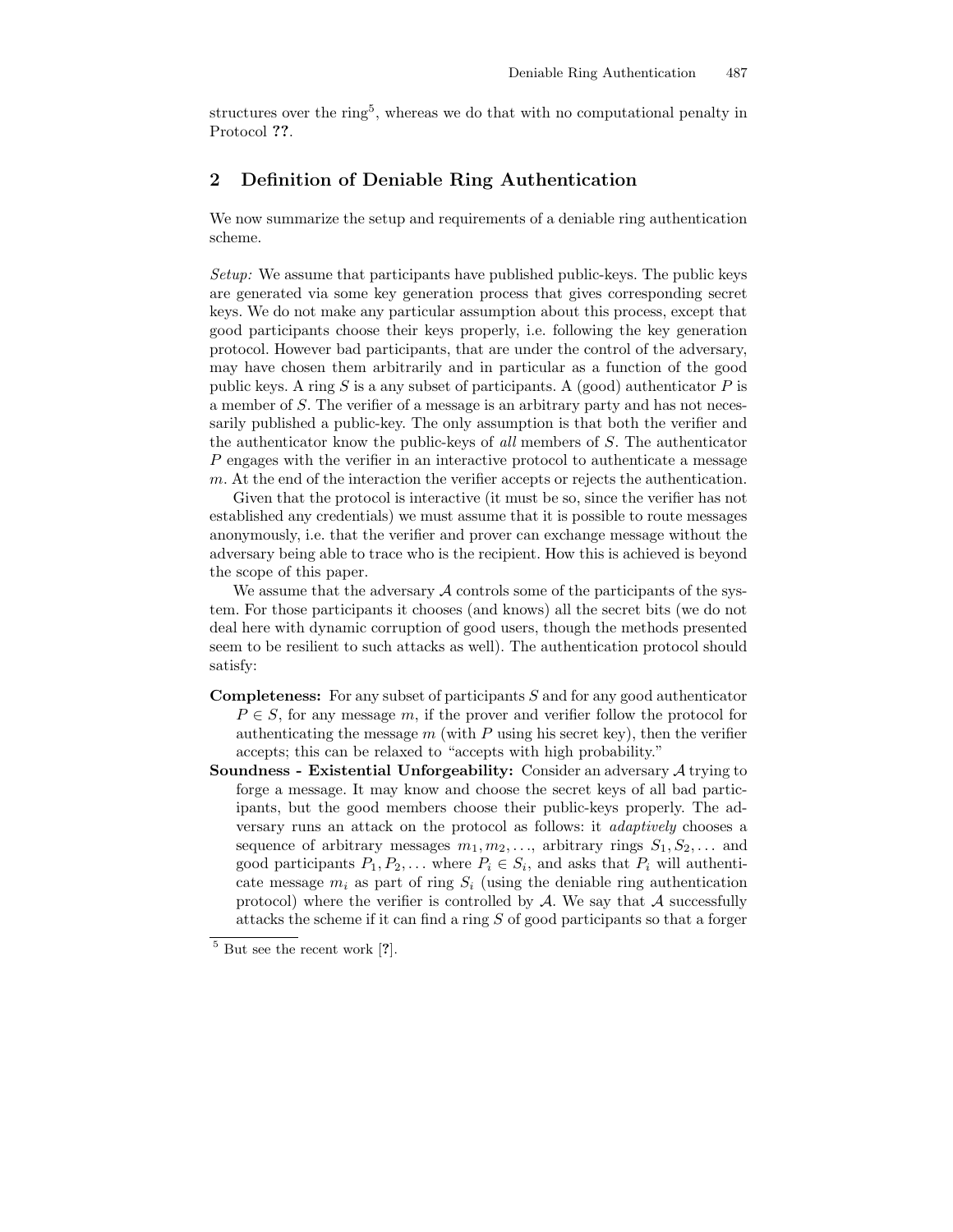structures over the ring[5], whereas we do that with no computational penalty in Protocol **??**.

## 2 Definition of Deniable Ring Authentication

We now summarize the setup and requirements of a deniable ring authentication scheme.

*Setup:* We assume that participants have published public-keys. The public keys are generated via some key generation process that gives corresponding secret keys. We do not make any particular assumption about this process, except that good participants choose their keys properly, i.e. following the key generation protocol. However bad participants, that are under the control of the adversary, may have chosen them arbitrarily and in particular as a function of the good public keys. A ring $S$ is a any subset of participants. A (good) authenticator $P$ is a member of $S$. The verifier of a message is an arbitrary party and has not necessarily published a public-key. The only assumption is that both the verifier and the authenticator know the public-keys of *all* members of $S$. The authenticator $P$ engages with the verifier in an interactive protocol to authenticate a message $m$. At the end of the interaction the verifier accepts or rejects the authentication.

Given that the protocol is interactive (it must be so, since the verifier has not established any credentials) we must assume that it is possible to route messages anonymously, i.e. that the verifier and prover can exchange message without the adversary being able to trace who is the recipient. How this is achieved is beyond the scope of this paper.

We assume that the adversary $\mathcal{A}$ controls some of the participants of the system. For those participants it chooses (and knows) all the secret bits (we do not deal here with dynamic corruption of good users, though the methods presented seem to be resilient to such attacks as well). The authentication protocol should satisfy:

- **Completeness:** For any subset of participants $S$ and for any good authenticator $P \in S$, for any message $m$, if the prover and verifier follow the protocol for authenticating the message $m$ (with $P$ using his secret key), then the verifier accepts; this can be relaxed to "accepts with high probability."
- **Soundness - Existential Unforgeability:** Consider an adversary $\mathcal{A}$ trying to forge a message. It may know and choose the secret keys of all bad participants, but the good members choose their public-keys properly. The adversary runs an attack on the protocol as follows: it *adaptively* chooses a sequence of arbitrary messages $m_1, m_2, \ldots$, arbitrary rings $S_1, S_2, \ldots$ and good participants $P_1, P_2, \ldots$ where $P_i \in S_i$, and asks that $P_i$ will authenticate message $m_i$ as part of ring $S_i$ (using the deniable ring authentication protocol) where the verifier is controlled by $\mathcal{A}$. We say that $\mathcal{A}$ successfully attacks the scheme if it can find a ring $S$ of good participants so that a forger

[5] But see the recent work [**?**].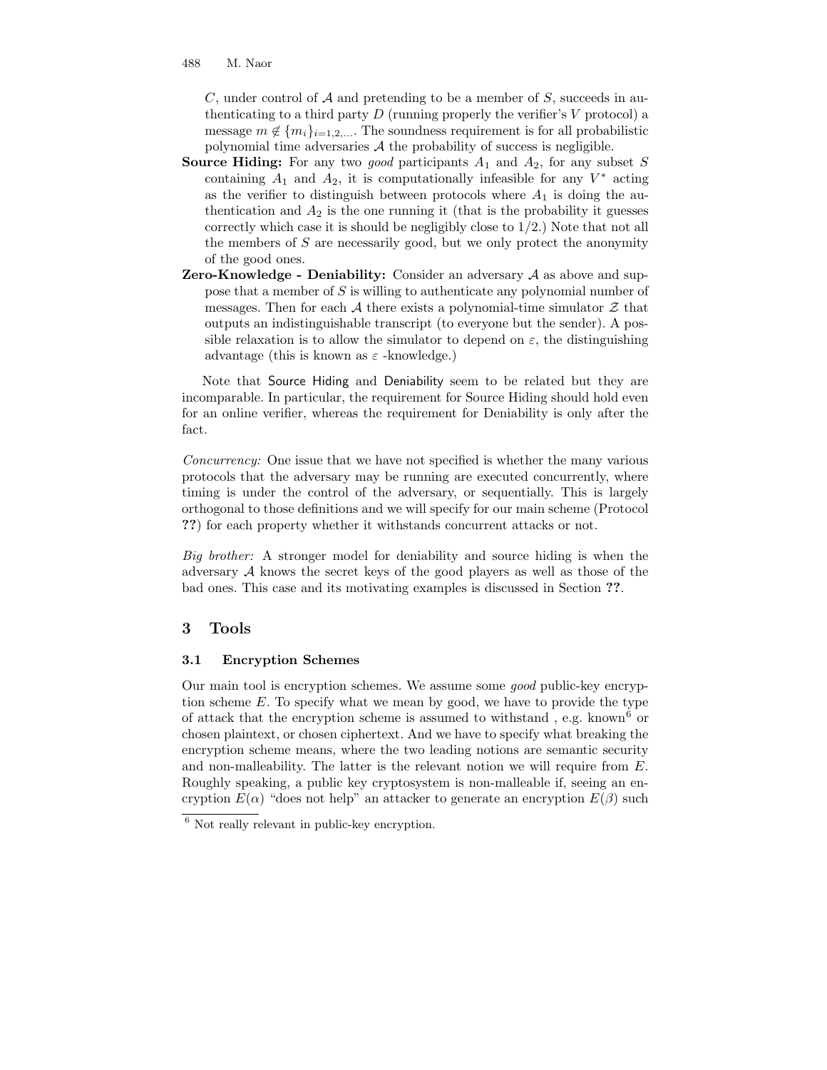$C$, under control of $\mathcal{A}$ and pretending to be a member of $S$, succeeds in authenticating to a third party $D$ (running properly the verifier's $V$ protocol) a message $m \notin \{m_i\}_{i=1,2,\ldots}$. The soundness requirement is for all probabilistic polynomial time adversaries $\mathcal{A}$ the probability of success is negligible.

**Source Hiding:** For any two *good* participants $A_1$ and $A_2$, for any subset $S$ containing $A_1$ and $A_2$, it is computationally infeasible for any $V^*$ acting as the verifier to distinguish between protocols where $A_1$ is doing the authentication and $A_2$ is the one running it (that is the probability it guesses correctly which case it is should be negligibly close to $1/2$.) Note that not all the members of $S$ are necessarily good, but we only protect the anonymity of the good ones.

**Zero-Knowledge - Deniability:** Consider an adversary $\mathcal{A}$ as above and suppose that a member of $S$ is willing to authenticate any polynomial number of messages. Then for each $\mathcal{A}$ there exists a polynomial-time simulator $\mathcal{Z}$ that outputs an indistinguishable transcript (to everyone but the sender). A possible relaxation is to allow the simulator to depend on $\varepsilon$, the distinguishing advantage (this is known as $\varepsilon$ -knowledge.)

Note that Source Hiding and Deniability seem to be related but they are incomparable. In particular, the requirement for Source Hiding should hold even for an online verifier, whereas the requirement for Deniability is only after the fact.

*Concurrency:* One issue that we have not specified is whether the many various protocols that the adversary may be running are executed concurrently, where timing is under the control of the adversary, or sequentially. This is largely orthogonal to those definitions and we will specify for our main scheme (Protocol **??**) for each property whether it withstands concurrent attacks or not.

*Big brother:* A stronger model for deniability and source hiding is when the adversary $\mathcal{A}$ knows the secret keys of the good players as well as those of the bad ones. This case and its motivating examples is discussed in Section **??**.

## 3 Tools

### 3.1 Encryption Schemes

Our main tool is encryption schemes. We assume some *good* public-key encryption scheme $E$. To specify what we mean by good, we have to provide the type of attack that the encryption scheme is assumed to withstand , e.g. known[6] or chosen plaintext, or chosen ciphertext. And we have to specify what breaking the encryption scheme means, where the two leading notions are semantic security and non-malleability. The latter is the relevant notion we will require from $E$. Roughly speaking, a public key cryptosystem is non-malleable if, seeing an encryption $E(\alpha)$ "does not help" an attacker to generate an encryption $E(\beta)$ such

[6] Not really relevant in public-key encryption.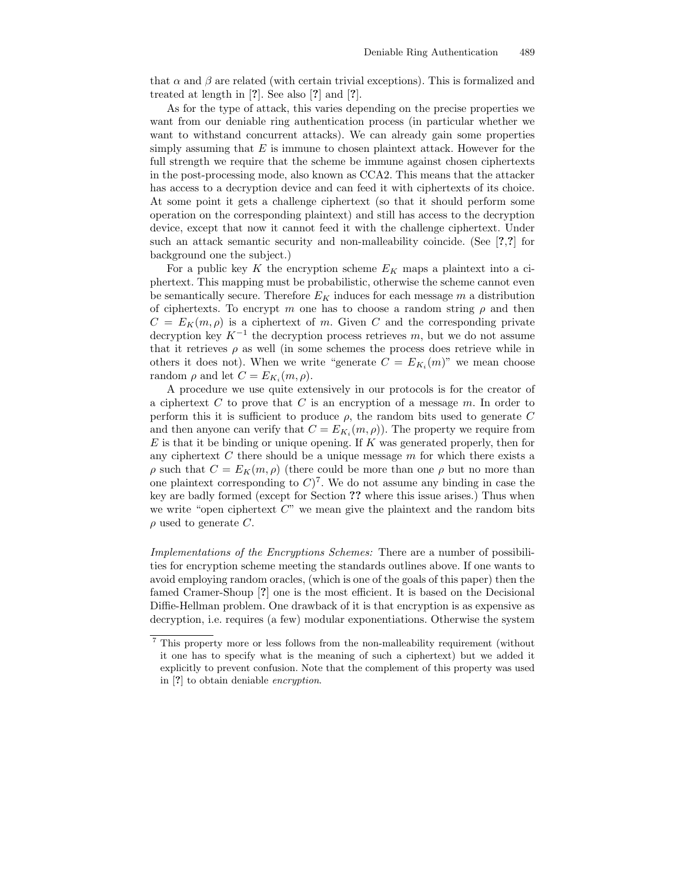that $\alpha$ and $\beta$ are related (with certain trivial exceptions). This is formalized and treated at length in [?]. See also [?] and [?].

As for the type of attack, this varies depending on the precise properties we want from our deniable ring authentication process (in particular whether we want to withstand concurrent attacks). We can already gain some properties simply assuming that $E$ is immune to chosen plaintext attack. However for the full strength we require that the scheme be immune against chosen ciphertexts in the post-processing mode, also known as CCA2. This means that the attacker has access to a decryption device and can feed it with ciphertexts of its choice. At some point it gets a challenge ciphertext (so that it should perform some operation on the corresponding plaintext) and still has access to the decryption device, except that now it cannot feed it with the challenge ciphertext. Under such an attack semantic security and non-malleability coincide. (See [?,?] for background one the subject.)

For a public key $K$ the encryption scheme $E_K$ maps a plaintext into a ciphertext. This mapping must be probabilistic, otherwise the scheme cannot even be semantically secure. Therefore $E_K$ induces for each message $m$ a distribution of ciphertexts. To encrypt $m$ one has to choose a random string $\rho$ and then $C = E_K(m, \rho)$ is a ciphertext of $m$. Given $C$ and the corresponding private decryption key $K^{-1}$ the decryption process retrieves $m$, but we do not assume that it retrieves $\rho$ as well (in some schemes the process does retrieve while in others it does not). When we write "generate $C = E_{K_i}(m)$" we mean choose random $\rho$ and let $C = E_{K_i}(m, \rho)$.

A procedure we use quite extensively in our protocols is for the creator of a ciphertext $C$ to prove that $C$ is an encryption of a message $m$. In order to perform this it is sufficient to produce $\rho$, the random bits used to generate $C$ and then anyone can verify that $C = E_{K_i}(m, \rho)$). The property we require from $E$ is that it be binding or unique opening. If $K$ was generated properly, then for any ciphertext $C$ there should be a unique message $m$ for which there exists a $\rho$ such that $C = E_K(m, \rho)$ (there could be more than one $\rho$ but no more than one plaintext corresponding to $C$)[7]. We do not assume any binding in case the key are badly formed (except for Section **??** where this issue arises.) Thus when we write "open ciphertext $C$" we mean give the plaintext and the random bits $\rho$ used to generate $C$.

*Implementations of the Encryptions Schemes:* There are a number of possibilities for encryption scheme meeting the standards outlines above. If one wants to avoid employing random oracles, (which is one of the goals of this paper) then the famed Cramer-Shoup [?] one is the most efficient. It is based on the Decisional Diffie-Hellman problem. One drawback of it is that encryption is as expensive as decryption, i.e. requires (a few) modular exponentiations. Otherwise the system

---

[7] This property more or less follows from the non-malleability requirement (without it one has to specify what is the meaning of such a ciphertext) but we added it explicitly to prevent confusion. Note that the complement of this property was used in [?] to obtain deniable *encryption*.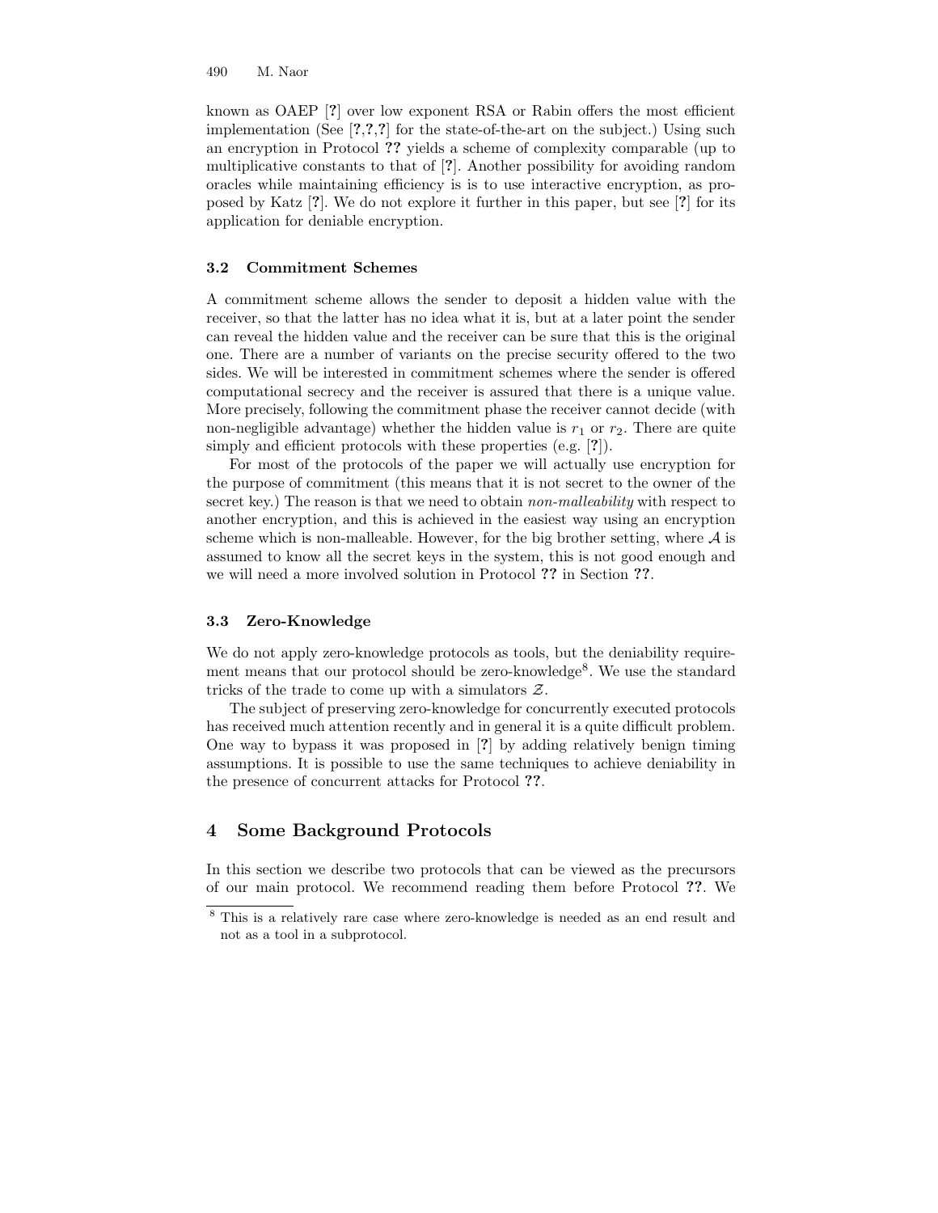known as OAEP [?] over low exponent RSA or Rabin offers the most efficient implementation (See [?,?,?] for the state-of-the-art on the subject.) Using such an encryption in Protocol **??** yields a scheme of complexity comparable (up to multiplicative constants to that of [?]. Another possibility for avoiding random oracles while maintaining efficiency is is to use interactive encryption, as proposed by Katz [?]. We do not explore it further in this paper, but see [?] for its application for deniable encryption.

### 3.2 Commitment Schemes

A commitment scheme allows the sender to deposit a hidden value with the receiver, so that the latter has no idea what it is, but at a later point the sender can reveal the hidden value and the receiver can be sure that this is the original one. There are a number of variants on the precise security offered to the two sides. We will be interested in commitment schemes where the sender is offered computational secrecy and the receiver is assured that there is a unique value. More precisely, following the commitment phase the receiver cannot decide (with non-negligible advantage) whether the hidden value is $r_1$ or $r_2$. There are quite simply and efficient protocols with these properties (e.g. [?]).

For most of the protocols of the paper we will actually use encryption for the purpose of commitment (this means that it is not secret to the owner of the secret key.) The reason is that we need to obtain *non-malleability* with respect to another encryption, and this is achieved in the easiest way using an encryption scheme which is non-malleable. However, for the big brother setting, where $\mathcal{A}$ is assumed to know all the secret keys in the system, this is not good enough and we will need a more involved solution in Protocol **??** in Section **??**.

### 3.3 Zero-Knowledge

We do not apply zero-knowledge protocols as tools, but the deniability requirement means that our protocol should be zero-knowledge[8]. We use the standard tricks of the trade to come up with a simulators $\mathcal{Z}$.

The subject of preserving zero-knowledge for concurrently executed protocols has received much attention recently and in general it is a quite difficult problem. One way to bypass it was proposed in [?] by adding relatively benign timing assumptions. It is possible to use the same techniques to achieve deniability in the presence of concurrent attacks for Protocol **??**.

## 4 Some Background Protocols

In this section we describe two protocols that can be viewed as the precursors of our main protocol. We recommend reading them before Protocol **??**. We

[8] This is a relatively rare case where zero-knowledge is needed as an end result and not as a tool in a subprotocol.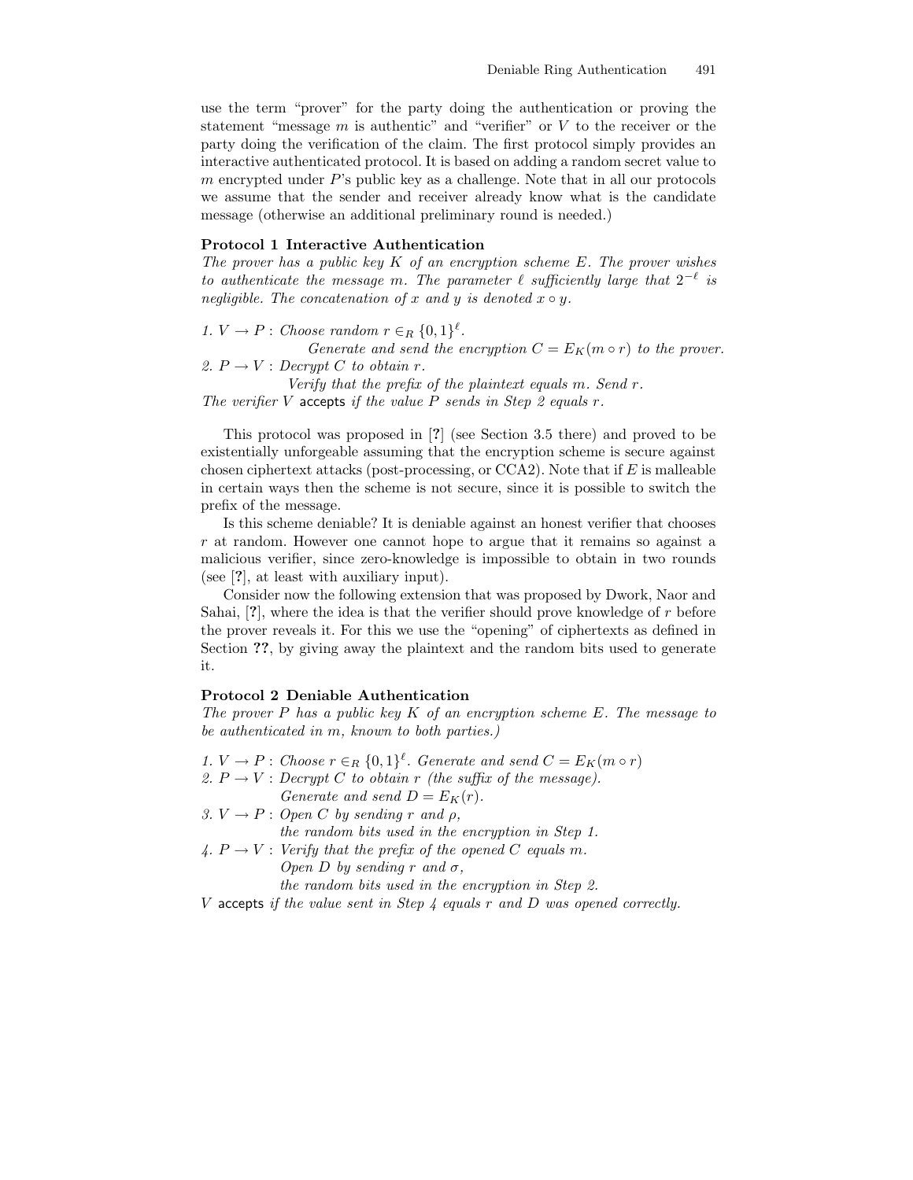use the term "prover" for the party doing the authentication or proving the statement "message $m$ is authentic" and "verifier" or $V$ to the receiver or the party doing the verification of the claim. The first protocol simply provides an interactive authenticated protocol. It is based on adding a random secret value to $m$ encrypted under $P$'s public key as a challenge. Note that in all our protocols we assume that the sender and receiver already know what is the candidate message (otherwise an additional preliminary round is needed.)

**Protocol 1 Interactive Authentication**
*The prover has a public key $K$ of an encryption scheme $E$. The prover wishes to authenticate the message $m$. The parameter $\ell$ sufficiently large that $2^{-\ell}$ is negligible. The concatenation of $x$ and $y$ is denoted $x \circ y$.*

1. $V \rightarrow P$ : *Choose random $r \in_R \{0,1\}^\ell$.*
   *Generate and send the encryption $C = E_K(m \circ r)$ to the prover.*
2. $P \rightarrow V$ : *Decrypt $C$ to obtain $r$.*
   *Verify that the prefix of the plaintext equals $m$. Send $r$.*

*The verifier $V$* accepts *if the value $P$ sends in Step 2 equals $r$.*

This protocol was proposed in [?] (see Section 3.5 there) and proved to be existentially unforgeable assuming that the encryption scheme is secure against chosen ciphertext attacks (post-processing, or CCA2). Note that if $E$ is malleable in certain ways then the scheme is not secure, since it is possible to switch the prefix of the message.

Is this scheme deniable? It is deniable against an honest verifier that chooses $r$ at random. However one cannot hope to argue that it remains so against a malicious verifier, since zero-knowledge is impossible to obtain in two rounds (see [?], at least with auxiliary input).

Consider now the following extension that was proposed by Dwork, Naor and Sahai, [?], where the idea is that the verifier should prove knowledge of $r$ before the prover reveals it. For this we use the "opening" of ciphertexts as defined in Section **??**, by giving away the plaintext and the random bits used to generate it.

**Protocol 2 Deniable Authentication**
*The prover $P$ has a public key $K$ of an encryption scheme $E$. The message to be authenticated in $m$, known to both parties.)*

1. $V \rightarrow P$ : *Choose $r \in_R \{0,1\}^\ell$. Generate and send $C = E_K(m \circ r)$*
2. $P \rightarrow V$ : *Decrypt $C$ to obtain $r$ (the suffix of the message).*
   *Generate and send $D = E_K(r)$.*
3. $V \rightarrow P$ : *Open $C$ by sending $r$ and $\rho$,*
   *the random bits used in the encryption in Step 1.*
4. $P \rightarrow V$ : *Verify that the prefix of the opened $C$ equals $m$.*
   *Open $D$ by sending $r$ and $\sigma$,*
   *the random bits used in the encryption in Step 2.*

$V$ accepts *if the value sent in Step 4 equals $r$ and $D$ was opened correctly.*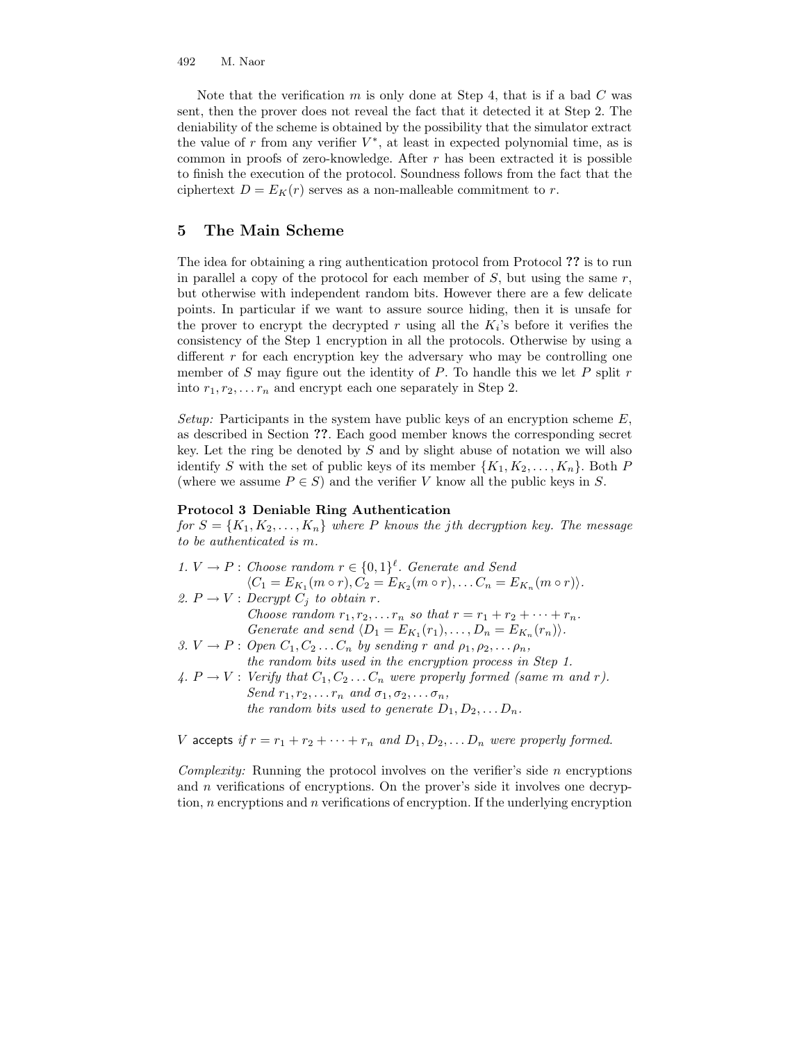Note that the verification $m$ is only done at Step 4, that is if a bad $C$ was sent, then the prover does not reveal the fact that it detected it at Step 2. The deniability of the scheme is obtained by the possibility that the simulator extract the value of $r$ from any verifier $V^*$, at least in expected polynomial time, as is common in proofs of zero-knowledge. After $r$ has been extracted it is possible to finish the execution of the protocol. Soundness follows from the fact that the ciphertext $D = E_K(r)$ serves as a non-malleable commitment to $r$.

## 5 The Main Scheme

The idea for obtaining a ring authentication protocol from Protocol **??** is to run in parallel a copy of the protocol for each member of $S$, but using the same $r$, but otherwise with independent random bits. However there are a few delicate points. In particular if we want to assure source hiding, then it is unsafe for the prover to encrypt the decrypted $r$ using all the $K_i$'s before it verifies the consistency of the Step 1 encryption in all the protocols. Otherwise by using a different $r$ for each encryption key the adversary who may be controlling one member of $S$ may figure out the identity of $P$. To handle this we let $P$ split $r$ into $r_1, r_2, \ldots r_n$ and encrypt each one separately in Step 2.

*Setup:* Participants in the system have public keys of an encryption scheme $E$, as described in Section **??**. Each good member knows the corresponding secret key. Let the ring be denoted by $S$ and by slight abuse of notation we will also identify $S$ with the set of public keys of its member $\{K_1, K_2, \ldots, K_n\}$. Both $P$ (where we assume $P \in S$) and the verifier $V$ know all the public keys in $S$.

**Protocol 3 Deniable Ring Authentication**
*for $S = \{K_1, K_2, \ldots, K_n\}$ where $P$ knows the $j$th decryption key. The message to be authenticated is $m$.*

1. $V \rightarrow P$ : *Choose random $r \in \{0,1\}^\ell$. Generate and Send* $\langle C_1 = E_{K_1}(m \circ r), C_2 = E_{K_2}(m \circ r), \ldots C_n = E_{K_n}(m \circ r) \rangle$.
2. $P \rightarrow V$ : *Decrypt $C_j$ to obtain $r$.* *Choose random $r_1, r_2, \ldots r_n$ so that $r = r_1 + r_2 + \cdots + r_n$.* *Generate and send $\langle D_1 = E_{K_1}(r_1), \ldots, D_n = E_{K_n}(r_n) \rangle$.*
3. $V \rightarrow P$ : *Open $C_1, C_2 \ldots C_n$ by sending $r$ and $\rho_1, \rho_2, \ldots \rho_n$,* *the random bits used in the encryption process in Step 1.*
4. $P \rightarrow V$ : *Verify that $C_1, C_2 \ldots C_n$ were properly formed (same $m$ and $r$).* *Send $r_1, r_2, \ldots r_n$ and $\sigma_1, \sigma_2, \ldots \sigma_n$,* *the random bits used to generate $D_1, D_2, \ldots D_n$.*

$V$ accepts *if $r = r_1 + r_2 + \cdots + r_n$ and $D_1, D_2, \ldots D_n$ were properly formed.*

*Complexity:* Running the protocol involves on the verifier's side $n$ encryptions and $n$ verifications of encryptions. On the prover's side it involves one decryption, $n$ encryptions and $n$ verifications of encryption. If the underlying encryption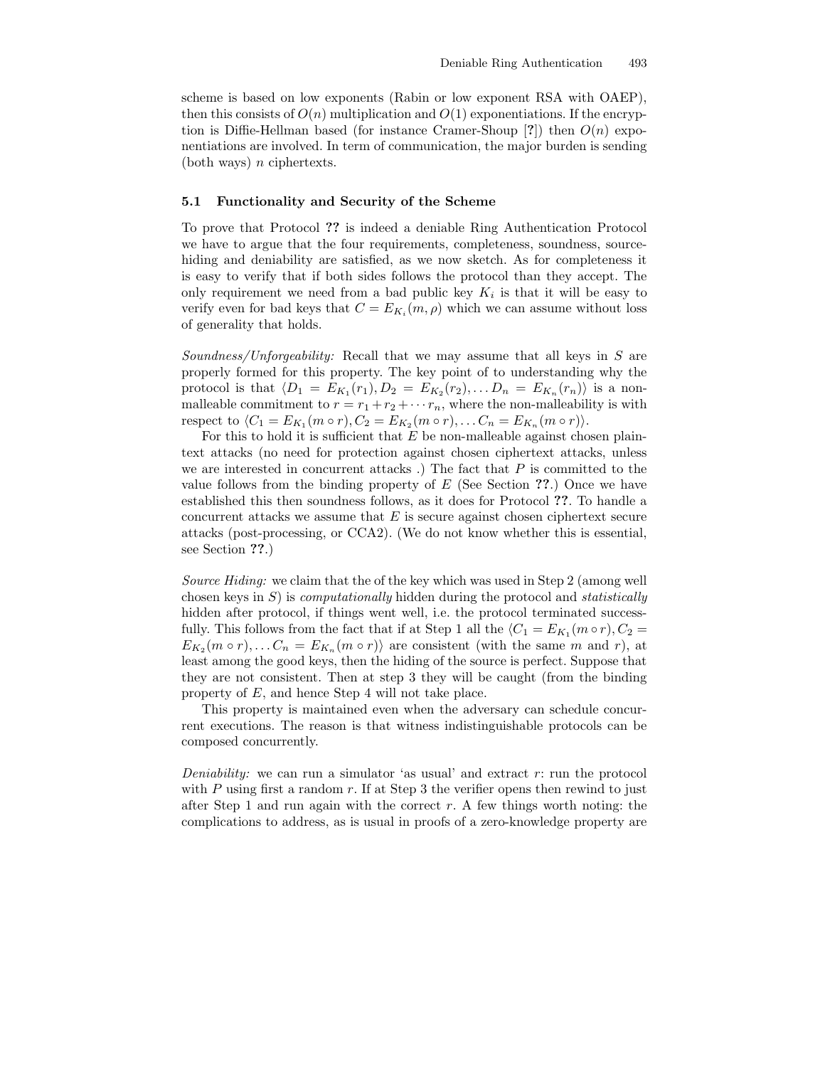scheme is based on low exponents (Rabin or low exponent RSA with OAEP), then this consists of $O(n)$ multiplication and $O(1)$ exponentiations. If the encryption is Diffie-Hellman based (for instance Cramer-Shoup [?]) then $O(n)$ exponentiations are involved. In term of communication, the major burden is sending (both ways) $n$ ciphertexts.

### 5.1 Functionality and Security of the Scheme

To prove that Protocol ?? is indeed a deniable Ring Authentication Protocol we have to argue that the four requirements, completeness, soundness, source-hiding and deniability are satisfied, as we now sketch. As for completeness it is easy to verify that if both sides follows the protocol than they accept. The only requirement we need from a bad public key $K_i$ is that it will be easy to verify even for bad keys that $C = E_{K_i}(m, \rho)$ which we can assume without loss of generality that holds.

*Soundness/Unforgeability:* Recall that we may assume that all keys in $S$ are properly formed for this property. The key point of to understanding why the protocol is that $\langle D_1 = E_{K_1}(r_1), D_2 = E_{K_2}(r_2), \ldots D_n = E_{K_n}(r_n)\rangle$ is a non-malleable commitment to $r = r_1 + r_2 + \cdots r_n$, where the non-malleability is with respect to $\langle C_1 = E_{K_1}(m \circ r), C_2 = E_{K_2}(m \circ r), \ldots C_n = E_{K_n}(m \circ r)\rangle$.

For this to hold it is sufficient that $E$ be non-malleable against chosen plaintext attacks (no need for protection against chosen ciphertext attacks, unless we are interested in concurrent attacks .) The fact that $P$ is committed to the value follows from the binding property of $E$ (See Section ??.) Once we have established this then soundness follows, as it does for Protocol ??. To handle a concurrent attacks we assume that $E$ is secure against chosen ciphertext secure attacks (post-processing, or CCA2). (We do not know whether this is essential, see Section ??.)

*Source Hiding:* we claim that the of the key which was used in Step 2 (among well chosen keys in $S$) is *computationally* hidden during the protocol and *statistically* hidden after protocol, if things went well, i.e. the protocol terminated successfully. This follows from the fact that if at Step 1 all the $\langle C_1 = E_{K_1}(m \circ r), C_2 = E_{K_2}(m \circ r), \ldots C_n = E_{K_n}(m \circ r)\rangle$ are consistent (with the same $m$ and $r$), at least among the good keys, then the hiding of the source is perfect. Suppose that they are not consistent. Then at step 3 they will be caught (from the binding property of $E$, and hence Step 4 will not take place.

This property is maintained even when the adversary can schedule concurrent executions. The reason is that witness indistinguishable protocols can be composed concurrently.

*Deniability:* we can run a simulator 'as usual' and extract $r$: run the protocol with $P$ using first a random $r$. If at Step 3 the verifier opens then rewind to just after Step 1 and run again with the correct $r$. A few things worth noting: the complications to address, as is usual in proofs of a zero-knowledge property are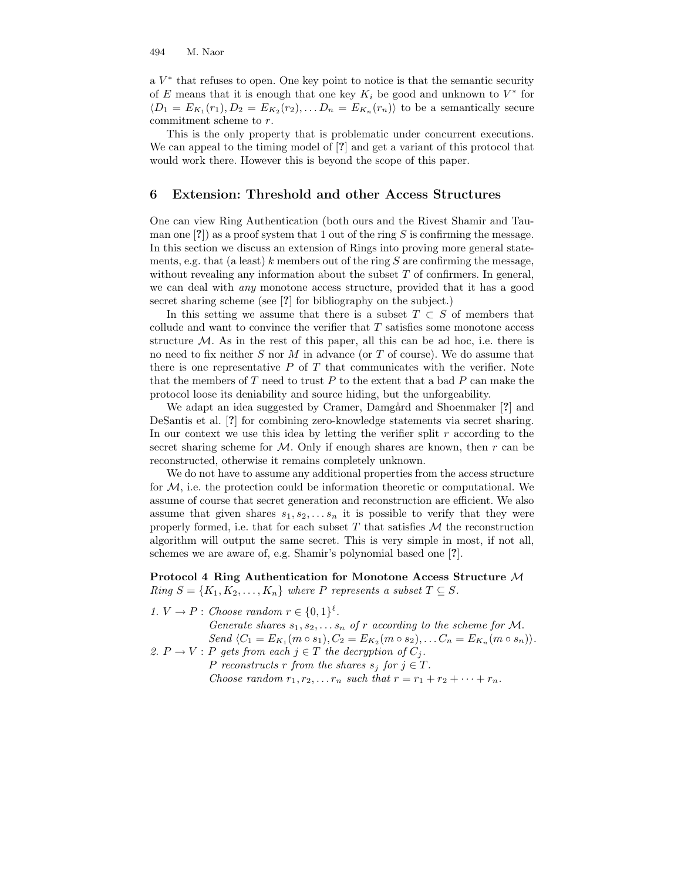a $V^*$ that refuses to open. One key point to notice is that the semantic security of $E$ means that it is enough that one key $K_i$ be good and unknown to $V^*$ for $\langle D_1 = E_{K_1}(r_1), D_2 = E_{K_2}(r_2), \ldots D_n = E_{K_n}(r_n)\rangle$ to be a semantically secure commitment scheme to $r$.

This is the only property that is problematic under concurrent executions. We can appeal to the timing model of [?] and get a variant of this protocol that would work there. However this is beyond the scope of this paper.

## 6 Extension: Threshold and other Access Structures

One can view Ring Authentication (both ours and the Rivest Shamir and Tauman one [?]) as a proof system that 1 out of the ring $S$ is confirming the message. In this section we discuss an extension of Rings into proving more general statements, e.g. that (a least) $k$ members out of the ring $S$ are confirming the message, without revealing any information about the subset $T$ of confirmers. In general, we can deal with *any* monotone access structure, provided that it has a good secret sharing scheme (see [?] for bibliography on the subject.)

In this setting we assume that there is a subset $T \subset S$ of members that collude and want to convince the verifier that $T$ satisfies some monotone access structure $\mathcal{M}$. As in the rest of this paper, all this can be ad hoc, i.e. there is no need to fix neither $S$ nor $M$ in advance (or $T$ of course). We do assume that there is one representative $P$ of $T$ that communicates with the verifier. Note that the members of $T$ need to trust $P$ to the extent that a bad $P$ can make the protocol loose its deniability and source hiding, but the unforgeability.

We adapt an idea suggested by Cramer, Damgård and Shoenmaker [?] and DeSantis et al. [?] for combining zero-knowledge statements via secret sharing. In our context we use this idea by letting the verifier split $r$ according to the secret sharing scheme for $\mathcal{M}$. Only if enough shares are known, then $r$ can be reconstructed, otherwise it remains completely unknown.

We do not have to assume any additional properties from the access structure for $\mathcal{M}$, i.e. the protection could be information theoretic or computational. We assume of course that secret generation and reconstruction are efficient. We also assume that given shares $s_1, s_2, \ldots s_n$ it is possible to verify that they were properly formed, i.e. that for each subset $T$ that satisfies $\mathcal{M}$ the reconstruction algorithm will output the same secret. This is very simple in most, if not all, schemes we are aware of, e.g. Shamir's polynomial based one [?].

**Protocol 4 Ring Authentication for Monotone Access Structure $\mathcal{M}$**
*Ring $S = \{K_1, K_2, \ldots, K_n\}$ where $P$ represents a subset $T \subseteq S$.*

1. $V \to P$ : *Choose random $r \in \{0,1\}^\ell$.*
   *Generate shares $s_1, s_2, \ldots s_n$ of $r$ according to the scheme for $\mathcal{M}$.*
   *Send $\langle C_1 = E_{K_1}(m \circ s_1), C_2 = E_{K_2}(m \circ s_2), \ldots C_n = E_{K_n}(m \circ s_n)\rangle$.*
2. $P \to V$ : *$P$ gets from each $j \in T$ the decryption of $C_j$.*
   *$P$ reconstructs $r$ from the shares $s_j$ for $j \in T$.*
   *Choose random $r_1, r_2, \ldots r_n$ such that $r = r_1 + r_2 + \cdots + r_n$.*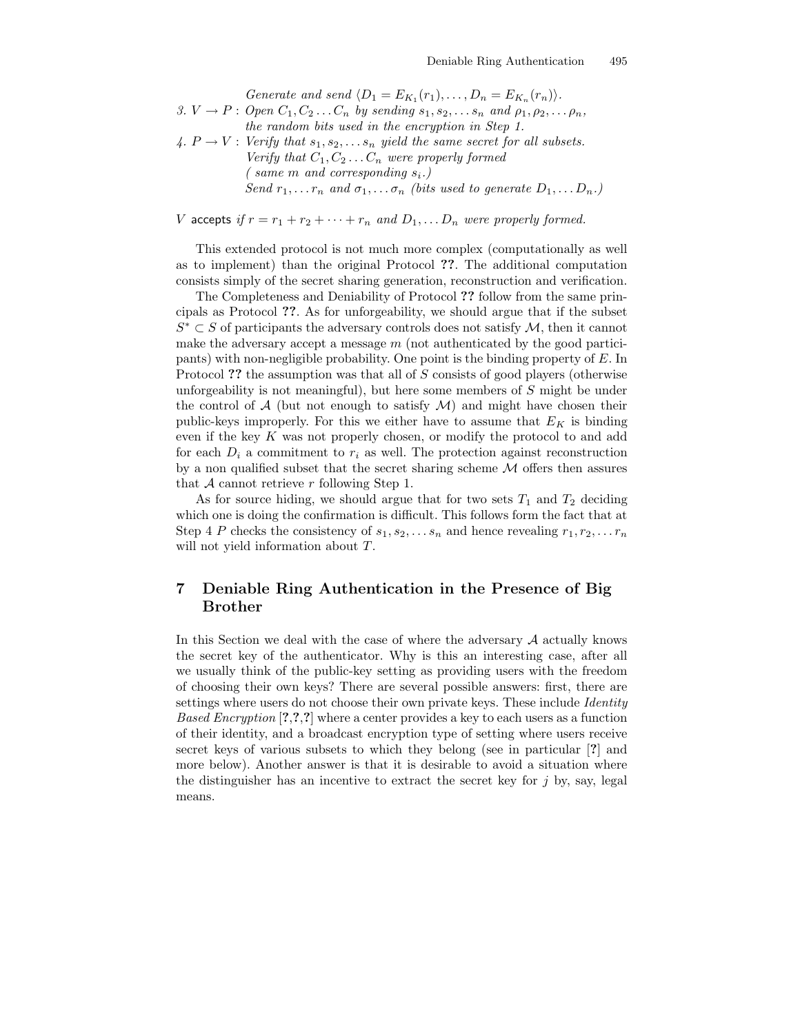*Generate and send* $\langle D_1 = E_{K_1}(r_1), \ldots, D_n = E_{K_n}(r_n)\rangle$.

*3.* $V \rightarrow P$ : *Open* $C_1, C_2 \ldots C_n$ *by sending* $s_1, s_2, \ldots s_n$ *and* $\rho_1, \rho_2, \ldots \rho_n$, *the random bits used in the encryption in Step 1.*

*4.* $P \rightarrow V$ : *Verify that* $s_1, s_2, \ldots s_n$ *yield the same secret for all subsets. Verify that* $C_1, C_2 \ldots C_n$ *were properly formed ( same* $m$ *and corresponding* $s_i$*.) Send* $r_1, \ldots r_n$ *and* $\sigma_1, \ldots \sigma_n$ *(bits used to generate* $D_1, \ldots D_n$*.)*

$V$ accepts *if* $r = r_1 + r_2 + \cdots + r_n$ *and* $D_1, \ldots D_n$ *were properly formed.*

This extended protocol is not much more complex (computationally as well as to implement) than the original Protocol **??**. The additional computation consists simply of the secret sharing generation, reconstruction and verification.

The Completeness and Deniability of Protocol **??** follow from the same principals as Protocol **??**. As for unforgeability, we should argue that if the subset $S^* \subset S$ of participants the adversary controls does not satisfy $\mathcal{M}$, then it cannot make the adversary accept a message $m$ (not authenticated by the good participants) with non-negligible probability. One point is the binding property of $E$. In Protocol **??** the assumption was that all of $S$ consists of good players (otherwise unforgeability is not meaningful), but here some members of $S$ might be under the control of $\mathcal{A}$ (but not enough to satisfy $\mathcal{M}$) and might have chosen their public-keys improperly. For this we either have to assume that $E_K$ is binding even if the key $K$ was not properly chosen, or modify the protocol to and add for each $D_i$ a commitment to $r_i$ as well. The protection against reconstruction by a non qualified subset that the secret sharing scheme $\mathcal{M}$ offers then assures that $\mathcal{A}$ cannot retrieve $r$ following Step 1.

As for source hiding, we should argue that for two sets $T_1$ and $T_2$ deciding which one is doing the confirmation is difficult. This follows form the fact that at Step 4 $P$ checks the consistency of $s_1, s_2, \ldots s_n$ and hence revealing $r_1, r_2, \ldots r_n$ will not yield information about $T$.

## 7 Deniable Ring Authentication in the Presence of Big Brother

In this Section we deal with the case of where the adversary $\mathcal{A}$ actually knows the secret key of the authenticator. Why is this an interesting case, after all we usually think of the public-key setting as providing users with the freedom of choosing their own keys? There are several possible answers: first, there are settings where users do not choose their own private keys. These include *Identity Based Encryption* [**?**,**?**,**?**] where a center provides a key to each users as a function of their identity, and a broadcast encryption type of setting where users receive secret keys of various subsets to which they belong (see in particular [**?**] and more below). Another answer is that it is desirable to avoid a situation where the distinguisher has an incentive to extract the secret key for $j$ by, say, legal means.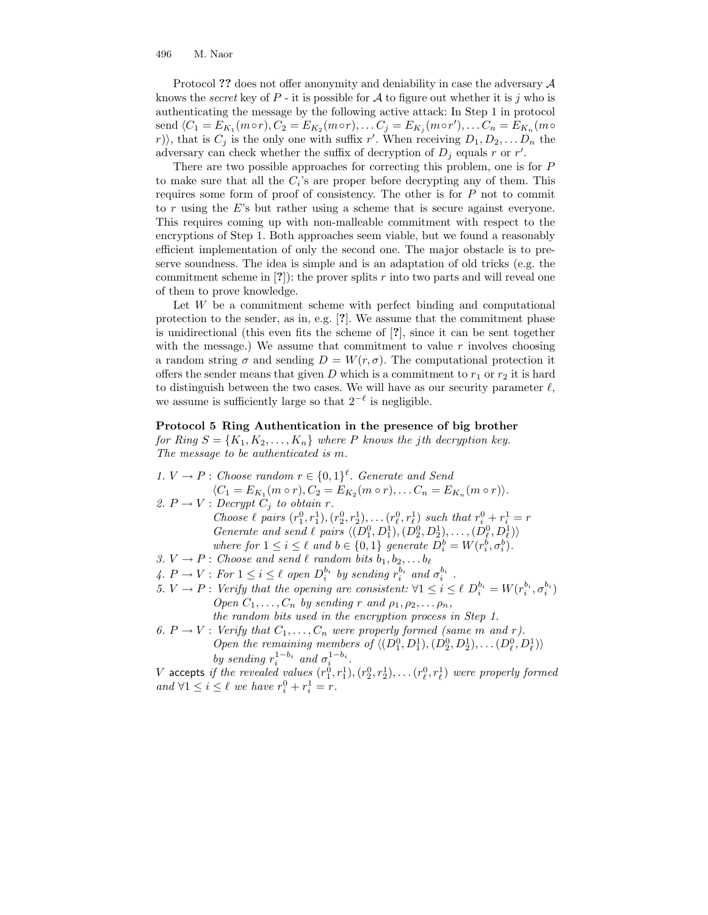Protocol **??** does not offer anonymity and deniability in case the adversary $\mathcal{A}$ knows the *secret* key of $P$ - it is possible for $\mathcal{A}$ to figure out whether it is $j$ who is authenticating the message by the following active attack: In Step 1 in protocol send $\langle C_1 = E_{K_1}(m \circ r), C_2 = E_{K_2}(m \circ r), \ldots C_j = E_{K_j}(m \circ r'), \ldots C_n = E_{K_n}(m \circ r)\rangle$, that is $C_j$ is the only one with suffix $r'$. When receiving $D_1, D_2, \ldots D_n$ the adversary can check whether the suffix of decryption of $D_j$ equals $r$ or $r'$.

There are two possible approaches for correcting this problem, one is for $P$ to make sure that all the $C_i$'s are proper before decrypting any of them. This requires some form of proof of consistency. The other is for $P$ not to commit to $r$ using the $E$'s but rather using a scheme that is secure against everyone. This requires coming up with non-malleable commitment with respect to the encryptions of Step 1. Both approaches seem viable, but we found a reasonably efficient implementation of only the second one. The major obstacle is to preserve soundness. The idea is simple and is an adaptation of old tricks (e.g. the commitment scheme in [**?**]): the prover splits $r$ into two parts and will reveal one of them to prove knowledge.

Let $W$ be a commitment scheme with perfect binding and computational protection to the sender, as in, e.g. [**?**]. We assume that the commitment phase is unidirectional (this even fits the scheme of [**?**], since it can be sent together with the message.) We assume that commitment to value $r$ involves choosing a random string $\sigma$ and sending $D = W(r, \sigma)$. The computational protection it offers the sender means that given $D$ which is a commitment to $r_1$ or $r_2$ it is hard to distinguish between the two cases. We will have as our security parameter $\ell$, we assume is sufficiently large so that $2^{-\ell}$ is negligible.

**Protocol 5 Ring Authentication in the presence of big brother**
*for Ring $S = \{K_1, K_2, \ldots, K_n\}$ where $P$ knows the $j$th decryption key. The message to be authenticated is $m$.*

1. $V \to P$ : *Choose random $r \in \{0,1\}^\ell$. Generate and Send*
   $\langle C_1 = E_{K_1}(m \circ r), C_2 = E_{K_2}(m \circ r), \ldots C_n = E_{K_n}(m \circ r)\rangle$.
2. $P \to V$ : *Decrypt $C_j$ to obtain $r$.*
   *Choose $\ell$ pairs $(r_1^0, r_1^1), (r_2^0, r_2^1), \ldots (r_\ell^0, r_\ell^1)$ such that $r_i^0 + r_i^1 = r$*
   *Generate and send $\ell$ pairs $\langle (D_1^0, D_1^1), (D_2^0, D_2^1), \ldots, (D_\ell^0, D_\ell^1)\rangle$*
   *where for $1 \le i \le \ell$ and $b \in \{0,1\}$ generate $D_i^b = W(r_i^b, \sigma_i^b)$.*
3. $V \to P$ : *Choose and send $\ell$ random bits $b_1, b_2, \ldots b_\ell$*
4. $P \to V$ : *For $1 \le i \le \ell$ open $D_i^{b_i}$ by sending $r_i^{b_i}$ and $\sigma_i^{b_i}$ .*
5. $V \to P$ : *Verify that the opening are consistent: $\forall 1 \le i \le \ell$ $D_i^{b_i} = W(r_i^{b_i}, \sigma_i^{b_i})$*
   *Open $C_1, \ldots, C_n$ by sending $r$ and $\rho_1, \rho_2, \ldots \rho_n$,*
   *the random bits used in the encryption process in Step 1.*
6. $P \to V$ : *Verify that $C_1, \ldots, C_n$ were properly formed (same $m$ and $r$).*
   *Open the remaining members of $\langle (D_1^0, D_1^1), (D_2^0, D_2^1), \ldots (D_\ell^0, D_\ell^1)\rangle$*
   *by sending $r_i^{1-b_i}$ and $\sigma_i^{1-b_i}$.*

$V$ accepts *if the revealed values $(r_1^0, r_1^1), (r_2^0, r_2^1), \ldots (r_\ell^0, r_\ell^1)$ were properly formed and $\forall 1 \le i \le \ell$ we have $r_i^0 + r_i^1 = r$.*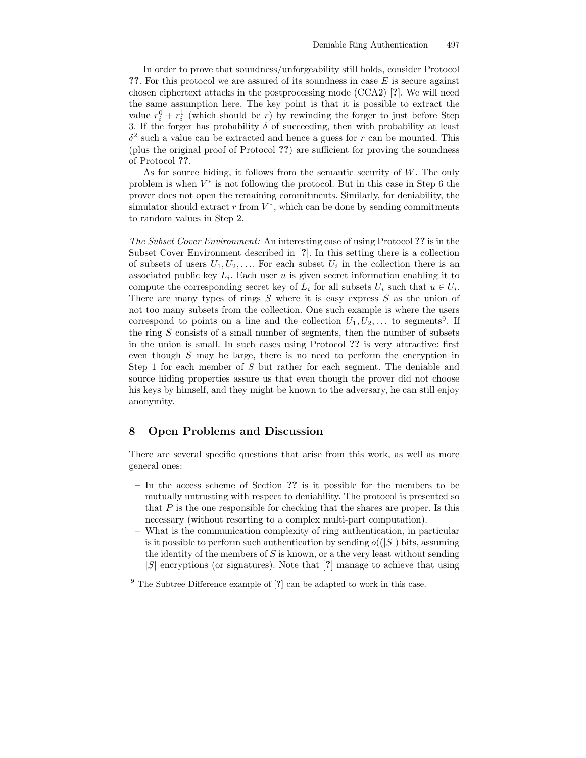In order to prove that soundness/unforgeability still holds, consider Protocol **??**. For this protocol we are assured of its soundness in case $E$ is secure against chosen ciphertext attacks in the postprocessing mode (CCA2) [**?**]. We will need the same assumption here. The key point is that it is possible to extract the value $r_i^0 + r_i^1$ (which should be $r$) by rewinding the forger to just before Step 3. If the forger has probability $\delta$ of succeeding, then with probability at least $\delta^2$ such a value can be extracted and hence a guess for $r$ can be mounted. This (plus the original proof of Protocol **??**) are sufficient for proving the soundness of Protocol **??**.

As for source hiding, it follows from the semantic security of $W$. The only problem is when $V^*$ is not following the protocol. But in this case in Step 6 the prover does not open the remaining commitments. Similarly, for deniability, the simulator should extract $r$ from $V^*$, which can be done by sending commitments to random values in Step 2.

*The Subset Cover Environment:* An interesting case of using Protocol **??** is in the Subset Cover Environment described in [**?**]. In this setting there is a collection of subsets of users $U_1, U_2, \ldots$. For each subset $U_i$ in the collection there is an associated public key $L_i$. Each user $u$ is given secret information enabling it to compute the corresponding secret key of $L_i$ for all subsets $U_i$ such that $u \in U_i$. There are many types of rings $S$ where it is easy express $S$ as the union of not too many subsets from the collection. One such example is where the users correspond to points on a line and the collection $U_1, U_2, \ldots$ to segments[9]. If the ring $S$ consists of a small number of segments, then the number of subsets in the union is small. In such cases using Protocol **??** is very attractive: first even though $S$ may be large, there is no need to perform the encryption in Step 1 for each member of $S$ but rather for each segment. The deniable and source hiding properties assure us that even though the prover did not choose his keys by himself, and they might be known to the adversary, he can still enjoy anonymity.

## 8 Open Problems and Discussion

There are several specific questions that arise from this work, as well as more general ones:

- In the access scheme of Section **??** is it possible for the members to be mutually untrusting with respect to deniability. The protocol is presented so that $P$ is the one responsible for checking that the shares are proper. Is this necessary (without resorting to a complex multi-part computation).
- What is the communication complexity of ring authentication, in particular is it possible to perform such authentication by sending $o((|S|)$ bits, assuming the identity of the members of $S$ is known, or a the very least without sending $|S|$ encryptions (or signatures). Note that [**?**] manage to achieve that using

[9] The Subtree Difference example of [**?**] can be adapted to work in this case.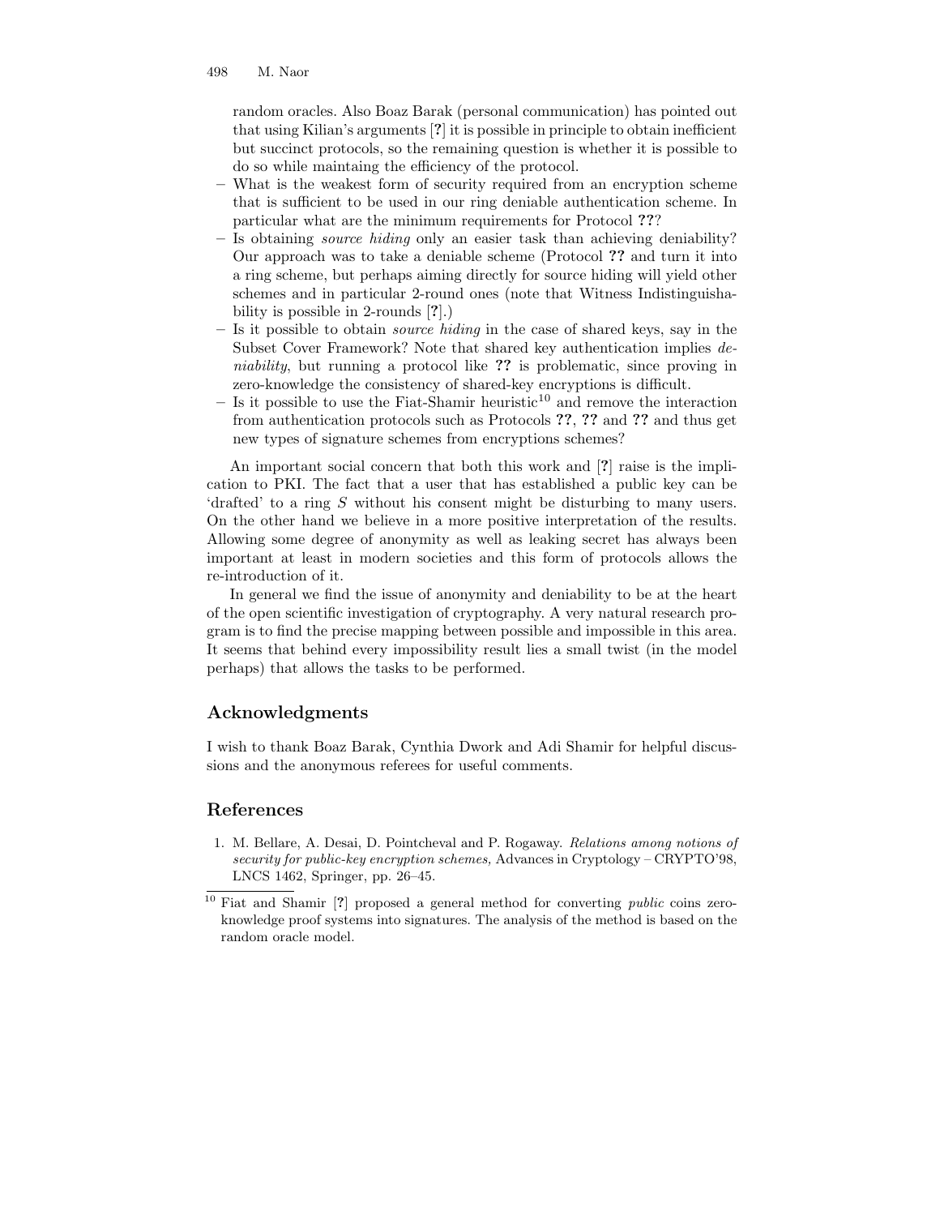random oracles. Also Boaz Barak (personal communication) has pointed out that using Kilian's arguments [**?**] it is possible in principle to obtain inefficient but succinct protocols, so the remaining question is whether it is possible to do so while maintaing the efficiency of the protocol.

- What is the weakest form of security required from an encryption scheme that is sufficient to be used in our ring deniable authentication scheme. In particular what are the minimum requirements for Protocol **??**?
- Is obtaining *source hiding* only an easier task than achieving deniability? Our approach was to take a deniable scheme (Protocol **??** and turn it into a ring scheme, but perhaps aiming directly for source hiding will yield other schemes and in particular 2-round ones (note that Witness Indistinguishability is possible in 2-rounds [**?**].)
- Is it possible to obtain *source hiding* in the case of shared keys, say in the Subset Cover Framework? Note that shared key authentication implies *deniability*, but running a protocol like **??** is problematic, since proving in zero-knowledge the consistency of shared-key encryptions is difficult.
- Is it possible to use the Fiat-Shamir heuristic[10] and remove the interaction from authentication protocols such as Protocols **??**, **??** and **??** and thus get new types of signature schemes from encryptions schemes?

An important social concern that both this work and [**?**] raise is the implication to PKI. The fact that a user that has established a public key can be 'drafted' to a ring $S$ without his consent might be disturbing to many users. On the other hand we believe in a more positive interpretation of the results. Allowing some degree of anonymity as well as leaking secret has always been important at least in modern societies and this form of protocols allows the re-introduction of it.

In general we find the issue of anonymity and deniability to be at the heart of the open scientific investigation of cryptography. A very natural research program is to find the precise mapping between possible and impossible in this area. It seems that behind every impossibility result lies a small twist (in the model perhaps) that allows the tasks to be performed.

## Acknowledgments

I wish to thank Boaz Barak, Cynthia Dwork and Adi Shamir for helpful discussions and the anonymous referees for useful comments.

## References

1. M. Bellare, A. Desai, D. Pointcheval and P. Rogaway. *Relations among notions of security for public-key encryption schemes,* Advances in Cryptology – CRYPTO'98, LNCS 1462, Springer, pp. 26–45.

---

[10] Fiat and Shamir [**?**] proposed a general method for converting *public* coins zero-knowledge proof systems into signatures. The analysis of the method is based on the random oracle model.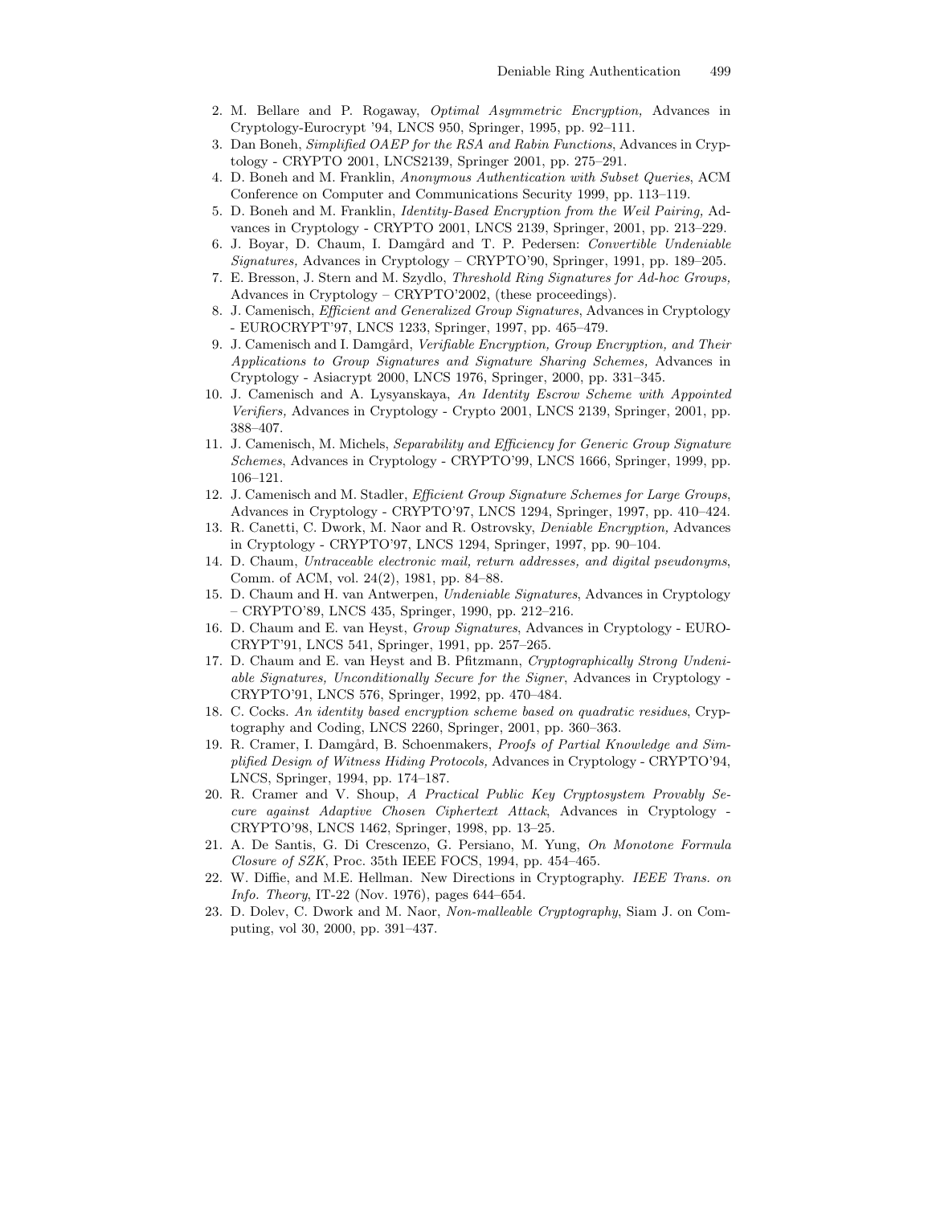2. M. Bellare and P. Rogaway, *Optimal Asymmetric Encryption,* Advances in Cryptology-Eurocrypt '94, LNCS 950, Springer, 1995, pp. 92–111.
3. Dan Boneh, *Simplified OAEP for the RSA and Rabin Functions*, Advances in Cryptology - CRYPTO 2001, LNCS2139, Springer 2001, pp. 275–291.
4. D. Boneh and M. Franklin, *Anonymous Authentication with Subset Queries*, ACM Conference on Computer and Communications Security 1999, pp. 113–119.
5. D. Boneh and M. Franklin, *Identity-Based Encryption from the Weil Pairing,* Advances in Cryptology - CRYPTO 2001, LNCS 2139, Springer, 2001, pp. 213–229.
6. J. Boyar, D. Chaum, I. Damgård and T. P. Pedersen: *Convertible Undeniable Signatures,* Advances in Cryptology – CRYPTO'90, Springer, 1991, pp. 189–205.
7. E. Bresson, J. Stern and M. Szydlo, *Threshold Ring Signatures for Ad-hoc Groups,* Advances in Cryptology – CRYPTO'2002, (these proceedings).
8. J. Camenisch, *Efficient and Generalized Group Signatures*, Advances in Cryptology - EUROCRYPT'97, LNCS 1233, Springer, 1997, pp. 465–479.
9. J. Camenisch and I. Damgård, *Verifiable Encryption, Group Encryption, and Their Applications to Group Signatures and Signature Sharing Schemes,* Advances in Cryptology - Asiacrypt 2000, LNCS 1976, Springer, 2000, pp. 331–345.
10. J. Camenisch and A. Lysyanskaya, *An Identity Escrow Scheme with Appointed Verifiers,* Advances in Cryptology - Crypto 2001, LNCS 2139, Springer, 2001, pp. 388–407.
11. J. Camenisch, M. Michels, *Separability and Efficiency for Generic Group Signature Schemes*, Advances in Cryptology - CRYPTO'99, LNCS 1666, Springer, 1999, pp. 106–121.
12. J. Camenisch and M. Stadler, *Efficient Group Signature Schemes for Large Groups*, Advances in Cryptology - CRYPTO'97, LNCS 1294, Springer, 1997, pp. 410–424.
13. R. Canetti, C. Dwork, M. Naor and R. Ostrovsky, *Deniable Encryption,* Advances in Cryptology - CRYPTO'97, LNCS 1294, Springer, 1997, pp. 90–104.
14. D. Chaum, *Untraceable electronic mail, return addresses, and digital pseudonyms*, Comm. of ACM, vol. 24(2), 1981, pp. 84–88.
15. D. Chaum and H. van Antwerpen, *Undeniable Signatures*, Advances in Cryptology – CRYPTO'89, LNCS 435, Springer, 1990, pp. 212–216.
16. D. Chaum and E. van Heyst, *Group Signatures*, Advances in Cryptology - EUROCRYPT'91, LNCS 541, Springer, 1991, pp. 257–265.
17. D. Chaum and E. van Heyst and B. Pfitzmann, *Cryptographically Strong Undeniable Signatures, Unconditionally Secure for the Signer*, Advances in Cryptology - CRYPTO'91, LNCS 576, Springer, 1992, pp. 470–484.
18. C. Cocks. *An identity based encryption scheme based on quadratic residues*, Cryptography and Coding, LNCS 2260, Springer, 2001, pp. 360–363.
19. R. Cramer, I. Damgård, B. Schoenmakers, *Proofs of Partial Knowledge and Simplified Design of Witness Hiding Protocols,* Advances in Cryptology - CRYPTO'94, LNCS, Springer, 1994, pp. 174–187.
20. R. Cramer and V. Shoup, *A Practical Public Key Cryptosystem Provably Secure against Adaptive Chosen Ciphertext Attack*, Advances in Cryptology - CRYPTO'98, LNCS 1462, Springer, 1998, pp. 13–25.
21. A. De Santis, G. Di Crescenzo, G. Persiano, M. Yung, *On Monotone Formula Closure of SZK*, Proc. 35th IEEE FOCS, 1994, pp. 454–465.
22. W. Diffie, and M.E. Hellman. New Directions in Cryptography. *IEEE Trans. on Info. Theory*, IT-22 (Nov. 1976), pages 644–654.
23. D. Dolev, C. Dwork and M. Naor, *Non-malleable Cryptography*, Siam J. on Computing, vol 30, 2000, pp. 391–437.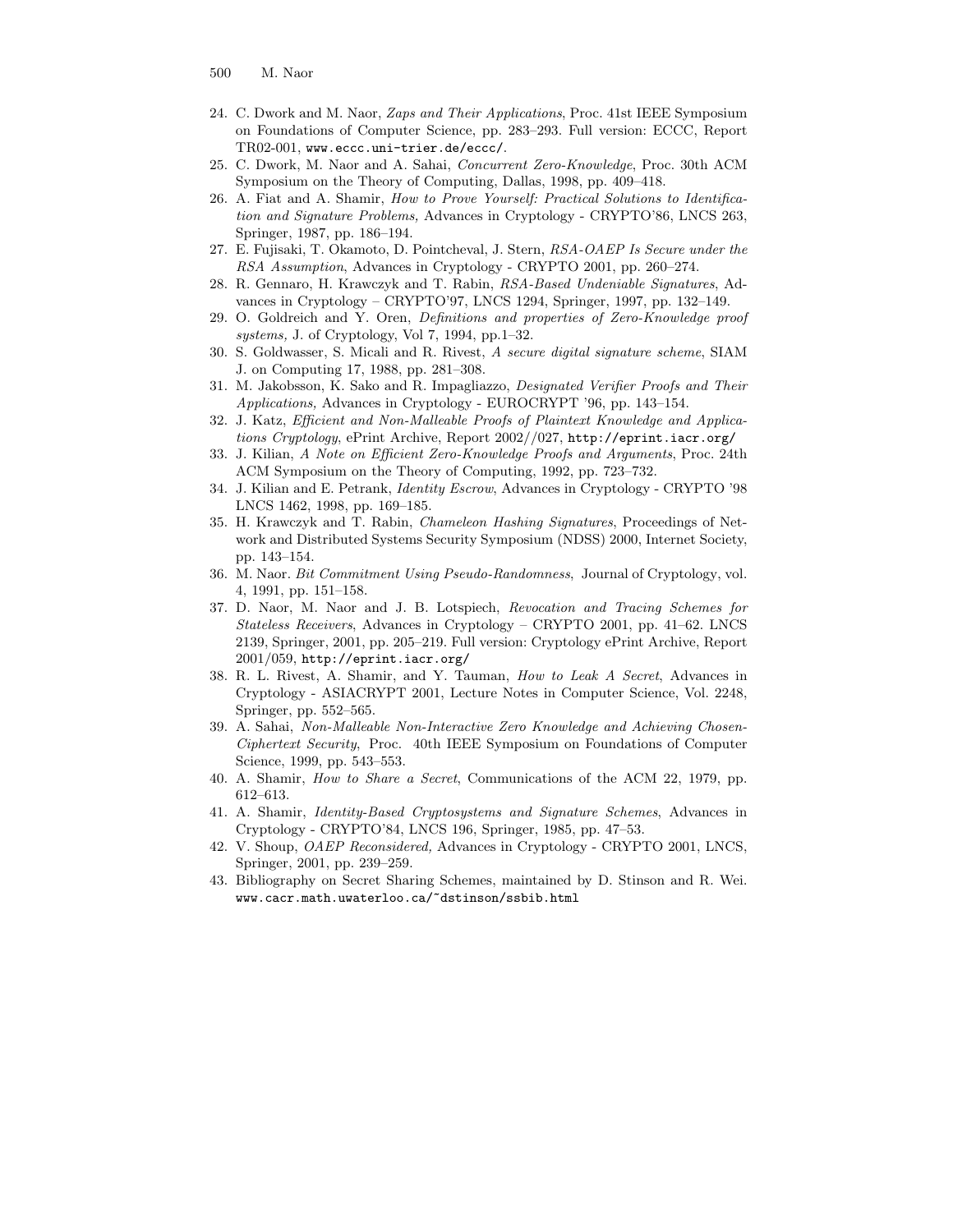24. C. Dwork and M. Naor, *Zaps and Their Applications*, Proc. 41st IEEE Symposium on Foundations of Computer Science, pp. 283–293. Full version: ECCC, Report TR02-001, www.eccc.uni-trier.de/eccc/.
25. C. Dwork, M. Naor and A. Sahai, *Concurrent Zero-Knowledge*, Proc. 30th ACM Symposium on the Theory of Computing, Dallas, 1998, pp. 409–418.
26. A. Fiat and A. Shamir, *How to Prove Yourself: Practical Solutions to Identification and Signature Problems,* Advances in Cryptology - CRYPTO'86, LNCS 263, Springer, 1987, pp. 186–194.
27. E. Fujisaki, T. Okamoto, D. Pointcheval, J. Stern, *RSA-OAEP Is Secure under the RSA Assumption*, Advances in Cryptology - CRYPTO 2001, pp. 260–274.
28. R. Gennaro, H. Krawczyk and T. Rabin, *RSA-Based Undeniable Signatures*, Advances in Cryptology – CRYPTO'97, LNCS 1294, Springer, 1997, pp. 132–149.
29. O. Goldreich and Y. Oren, *Definitions and properties of Zero-Knowledge proof systems,* J. of Cryptology, Vol 7, 1994, pp.1–32.
30. S. Goldwasser, S. Micali and R. Rivest, *A secure digital signature scheme*, SIAM J. on Computing 17, 1988, pp. 281–308.
31. M. Jakobsson, K. Sako and R. Impagliazzo, *Designated Verifier Proofs and Their Applications,* Advances in Cryptology - EUROCRYPT '96, pp. 143–154.
32. J. Katz, *Efficient and Non-Malleable Proofs of Plaintext Knowledge and Applications Cryptology*, ePrint Archive, Report 2002//027, http://eprint.iacr.org/
33. J. Kilian, *A Note on Efficient Zero-Knowledge Proofs and Arguments*, Proc. 24th ACM Symposium on the Theory of Computing, 1992, pp. 723–732.
34. J. Kilian and E. Petrank, *Identity Escrow*, Advances in Cryptology - CRYPTO '98 LNCS 1462, 1998, pp. 169–185.
35. H. Krawczyk and T. Rabin, *Chameleon Hashing Signatures*, Proceedings of Network and Distributed Systems Security Symposium (NDSS) 2000, Internet Society, pp. 143–154.
36. M. Naor. *Bit Commitment Using Pseudo-Randomness*, Journal of Cryptology, vol. 4, 1991, pp. 151–158.
37. D. Naor, M. Naor and J. B. Lotspiech, *Revocation and Tracing Schemes for Stateless Receivers*, Advances in Cryptology – CRYPTO 2001, pp. 41–62. LNCS 2139, Springer, 2001, pp. 205–219. Full version: Cryptology ePrint Archive, Report 2001/059, http://eprint.iacr.org/
38. R. L. Rivest, A. Shamir, and Y. Tauman, *How to Leak A Secret*, Advances in Cryptology - ASIACRYPT 2001, Lecture Notes in Computer Science, Vol. 2248, Springer, pp. 552–565.
39. A. Sahai, *Non-Malleable Non-Interactive Zero Knowledge and Achieving Chosen-Ciphertext Security*, Proc. 40th IEEE Symposium on Foundations of Computer Science, 1999, pp. 543–553.
40. A. Shamir, *How to Share a Secret*, Communications of the ACM 22, 1979, pp. 612–613.
41. A. Shamir, *Identity-Based Cryptosystems and Signature Schemes*, Advances in Cryptology - CRYPTO'84, LNCS 196, Springer, 1985, pp. 47–53.
42. V. Shoup, *OAEP Reconsidered,* Advances in Cryptology - CRYPTO 2001, LNCS, Springer, 2001, pp. 239–259.
43. Bibliography on Secret Sharing Schemes, maintained by D. Stinson and R. Wei. www.cacr.math.uwaterloo.ca/~dstinson/ssbib.html